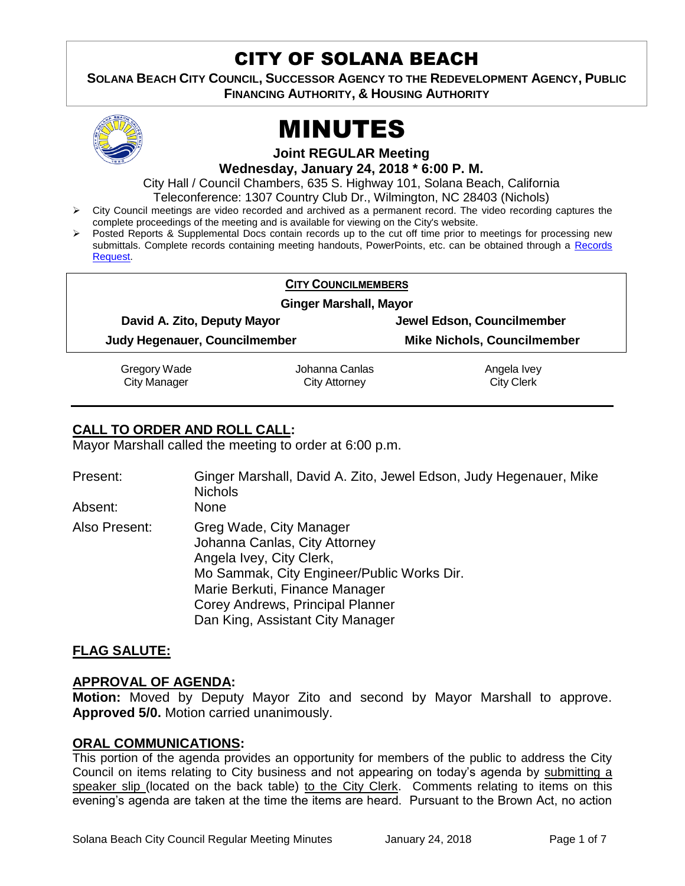# CITY OF SOLANA BEACH

**SOLANA BEACH CITY COUNCIL, SUCCESSOR AGENCY TO THE REDEVELOPMENT AGENCY, PUBLIC FINANCING AUTHORITY, & HOUSING AUTHORITY**

# MINUTES

**Joint REGULAR Meeting**

**Wednesday, January 24, 2018 * 6:00 P. M.**

City Hall / Council Chambers, 635 S. Highway 101, Solana Beach, California

Teleconference: 1307 Country Club Dr., Wilmington, NC 28403 (Nichols)

- City Council meetings are video recorded and archived as a permanent record. The video recording captures the complete proceedings of the meeting and is available for viewing on the City's website.
- Posted Reports & Supplemental Docs contain records up to the cut off time prior to meetings for processing new submittals. Complete records containing meeting handouts, PowerPoints, etc. can be obtained through a Records Request.

**CITY COUNCILMEMBERS**

**Ginger Marshall, Mayor**

| | |
|---|---|
| **David A. Zito, Deputy Mayor** | **Jewel Edson, Councilmember** |
| **Judy Hegenauer, Councilmember** | **Mike Nichols, Councilmember** |

| | | |
|---|---|---|
| Gregory Wade<br>City Manager | Johanna Canlas<br>City Attorney | Angela Ivey<br>City Clerk |

## CALL TO ORDER AND ROLL CALL:

Mayor Marshall called the meeting to order at 6:00 p.m.

| | |
|---|---|
| Present: | Ginger Marshall, David A. Zito, Jewel Edson, Judy Hegenauer, Mike Nichols |
| Absent: | None |
| Also Present: | Greg Wade, City Manager<br>Johanna Canlas, City Attorney<br>Angela Ivey, City Clerk,<br>Mo Sammak, City Engineer/Public Works Dir.<br>Marie Berkuti, Finance Manager<br>Corey Andrews, Principal Planner<br>Dan King, Assistant City Manager |

## FLAG SALUTE:

## APPROVAL OF AGENDA:

**Motion:** Moved by Deputy Mayor Zito and second by Mayor Marshall to approve. **Approved 5/0.** Motion carried unanimously.

## ORAL COMMUNICATIONS:

This portion of the agenda provides an opportunity for members of the public to address the City Council on items relating to City business and not appearing on today's agenda by submitting a speaker slip (located on the back table) to the City Clerk. Comments relating to items on this evening's agenda are taken at the time the items are heard. Pursuant to the Brown Act, no action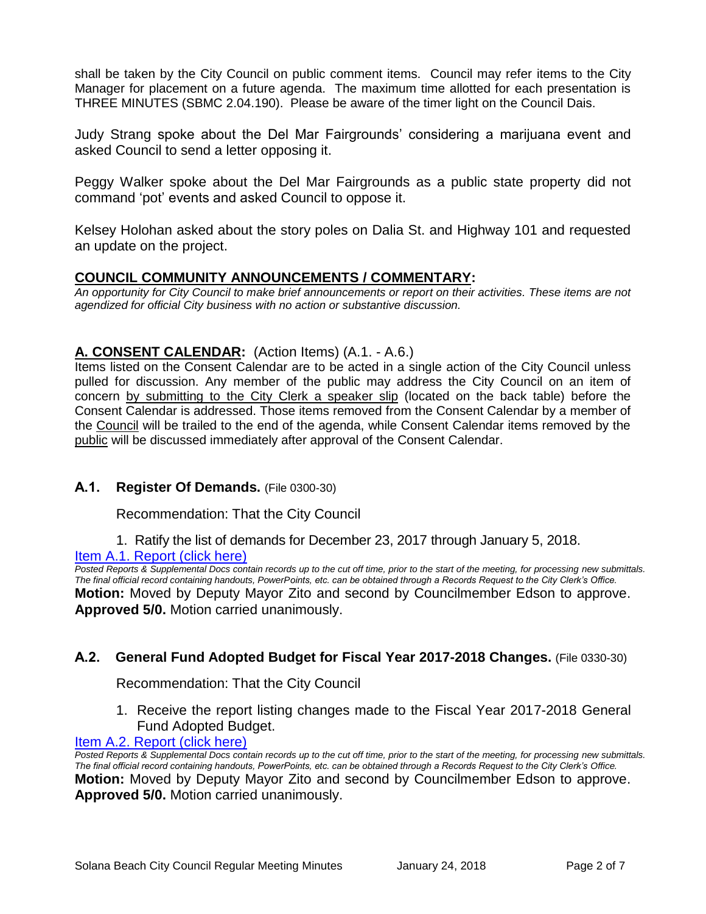shall be taken by the City Council on public comment items. Council may refer items to the City Manager for placement on a future agenda. The maximum time allotted for each presentation is THREE MINUTES (SBMC 2.04.190). Please be aware of the timer light on the Council Dais.

Judy Strang spoke about the Del Mar Fairgrounds' considering a marijuana event and asked Council to send a letter opposing it.

Peggy Walker spoke about the Del Mar Fairgrounds as a public state property did not command 'pot' events and asked Council to oppose it.

Kelsey Holohan asked about the story poles on Dalia St. and Highway 101 and requested an update on the project.

## COUNCIL COMMUNITY ANNOUNCEMENTS / COMMENTARY:

*An opportunity for City Council to make brief announcements or report on their activities. These items are not agendized for official City business with no action or substantive discussion.*

## A. CONSENT CALENDAR: (Action Items) (A.1. - A.6.)

Items listed on the Consent Calendar are to be acted in a single action of the City Council unless pulled for discussion. Any member of the public may address the City Council on an item of concern by submitting to the City Clerk a speaker slip (located on the back table) before the Consent Calendar is addressed. Those items removed from the Consent Calendar by a member of the Council will be trailed to the end of the agenda, while Consent Calendar items removed by the public will be discussed immediately after approval of the Consent Calendar.

### A.1. Register Of Demands. (File 0300-30)

Recommendation: That the City Council

1. Ratify the list of demands for December 23, 2017 through January 5, 2018.

Item A.1. Report (click here)

*Posted Reports & Supplemental Docs contain records up to the cut off time, prior to the start of the meeting, for processing new submittals. The final official record containing handouts, PowerPoints, etc. can be obtained through a Records Request to the City Clerk's Office.*

**Motion:** Moved by Deputy Mayor Zito and second by Councilmember Edson to approve. **Approved 5/0.** Motion carried unanimously.

### A.2. General Fund Adopted Budget for Fiscal Year 2017-2018 Changes. (File 0330-30)

Recommendation: That the City Council

1. Receive the report listing changes made to the Fiscal Year 2017-2018 General Fund Adopted Budget.

Item A.2. Report (click here)

*Posted Reports & Supplemental Docs contain records up to the cut off time, prior to the start of the meeting, for processing new submittals. The final official record containing handouts, PowerPoints, etc. can be obtained through a Records Request to the City Clerk's Office.*

**Motion:** Moved by Deputy Mayor Zito and second by Councilmember Edson to approve. **Approved 5/0.** Motion carried unanimously.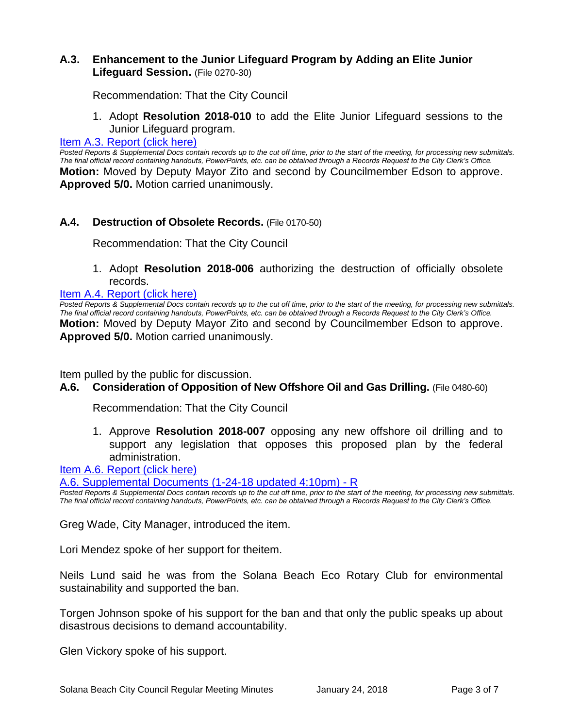### A.3. Enhancement to the Junior Lifeguard Program by Adding an Elite Junior Lifeguard Session. (File 0270-30)

Recommendation: That the City Council

1. Adopt **Resolution 2018-010** to add the Elite Junior Lifeguard sessions to the Junior Lifeguard program.

[Item A.3. Report (click here)]

*Posted Reports & Supplemental Docs contain records up to the cut off time, prior to the start of the meeting, for processing new submittals. The final official record containing handouts, PowerPoints, etc. can be obtained through a Records Request to the City Clerk's Office.*

**Motion:** Moved by Deputy Mayor Zito and second by Councilmember Edson to approve. **Approved 5/0.** Motion carried unanimously.

### A.4. Destruction of Obsolete Records. (File 0170-50)

Recommendation: That the City Council

1. Adopt **Resolution 2018-006** authorizing the destruction of officially obsolete records.

[Item A.4. Report (click here)]

*Posted Reports & Supplemental Docs contain records up to the cut off time, prior to the start of the meeting, for processing new submittals. The final official record containing handouts, PowerPoints, etc. can be obtained through a Records Request to the City Clerk's Office.*

**Motion:** Moved by Deputy Mayor Zito and second by Councilmember Edson to approve. **Approved 5/0.** Motion carried unanimously.

Item pulled by the public for discussion.

### A.6. Consideration of Opposition of New Offshore Oil and Gas Drilling. (File 0480-60)

Recommendation: That the City Council

1. Approve **Resolution 2018-007** opposing any new offshore oil drilling and to support any legislation that opposes this proposed plan by the federal administration.

[Item A.6. Report (click here)]

[A.6. Supplemental Documents (1-24-18 updated 4:10pm) - R]

*Posted Reports & Supplemental Docs contain records up to the cut off time, prior to the start of the meeting, for processing new submittals. The final official record containing handouts, PowerPoints, etc. can be obtained through a Records Request to the City Clerk's Office.*

Greg Wade, City Manager, introduced the item.

Lori Mendez spoke of her support for theitem.

Neils Lund said he was from the Solana Beach Eco Rotary Club for environmental sustainability and supported the ban.

Torgen Johnson spoke of his support for the ban and that only the public speaks up about disastrous decisions to demand accountability.

Glen Vickory spoke of his support.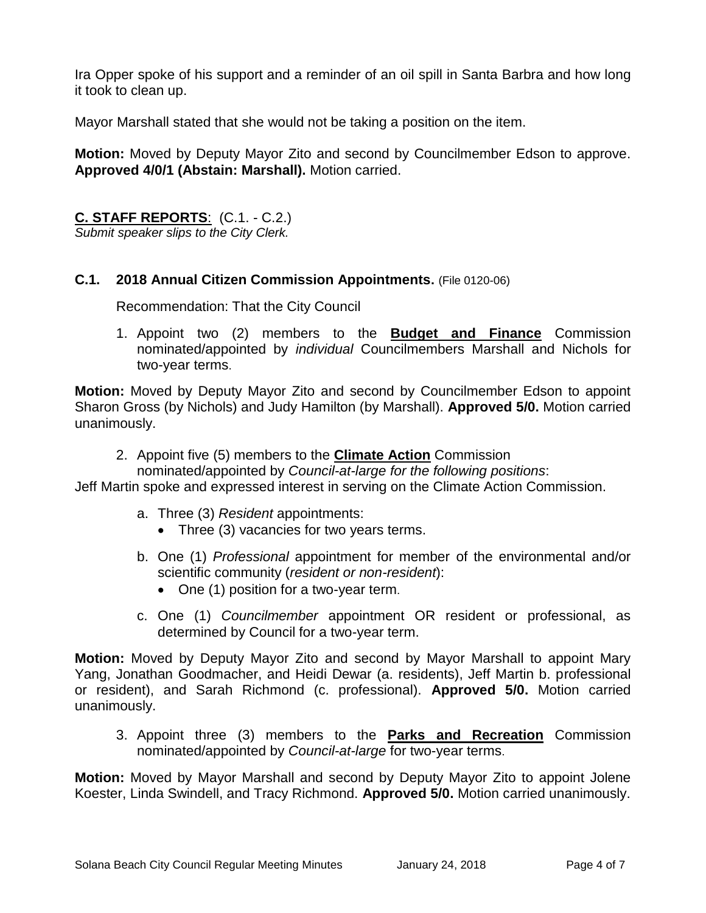Ira Opper spoke of his support and a reminder of an oil spill in Santa Barbra and how long it took to clean up.

Mayor Marshall stated that she would not be taking a position on the item.

**Motion:** Moved by Deputy Mayor Zito and second by Councilmember Edson to approve. **Approved 4/0/1 (Abstain: Marshall).** Motion carried.

## **C. STAFF REPORTS**: (C.1. - C.2.)

*Submit speaker slips to the City Clerk.*

### **C.1. 2018 Annual Citizen Commission Appointments.** (File 0120-06)

Recommendation: That the City Council

1. Appoint two (2) members to the **Budget and Finance** Commission nominated/appointed by *individual* Councilmembers Marshall and Nichols for two-year terms.

**Motion:** Moved by Deputy Mayor Zito and second by Councilmember Edson to appoint Sharon Gross (by Nichols) and Judy Hamilton (by Marshall). **Approved 5/0.** Motion carried unanimously.

2. Appoint five (5) members to the **Climate Action** Commission nominated/appointed by *Council-at-large for the following positions*:

Jeff Martin spoke and expressed interest in serving on the Climate Action Commission.

   a. Three (3) *Resident* appointments:
      - Three (3) vacancies for two years terms.
   b. One (1) *Professional* appointment for member of the environmental and/or scientific community (*resident or non-resident*):
      - One (1) position for a two-year term.
   c. One (1) *Councilmember* appointment OR resident or professional, as determined by Council for a two-year term.

**Motion:** Moved by Deputy Mayor Zito and second by Mayor Marshall to appoint Mary Yang, Jonathan Goodmacher, and Heidi Dewar (a. residents), Jeff Martin b. professional or resident), and Sarah Richmond (c. professional). **Approved 5/0.** Motion carried unanimously.

3. Appoint three (3) members to the **Parks and Recreation** Commission nominated/appointed by *Council-at-large* for two-year terms.

**Motion:** Moved by Mayor Marshall and second by Deputy Mayor Zito to appoint Jolene Koester, Linda Swindell, and Tracy Richmond. **Approved 5/0.** Motion carried unanimously.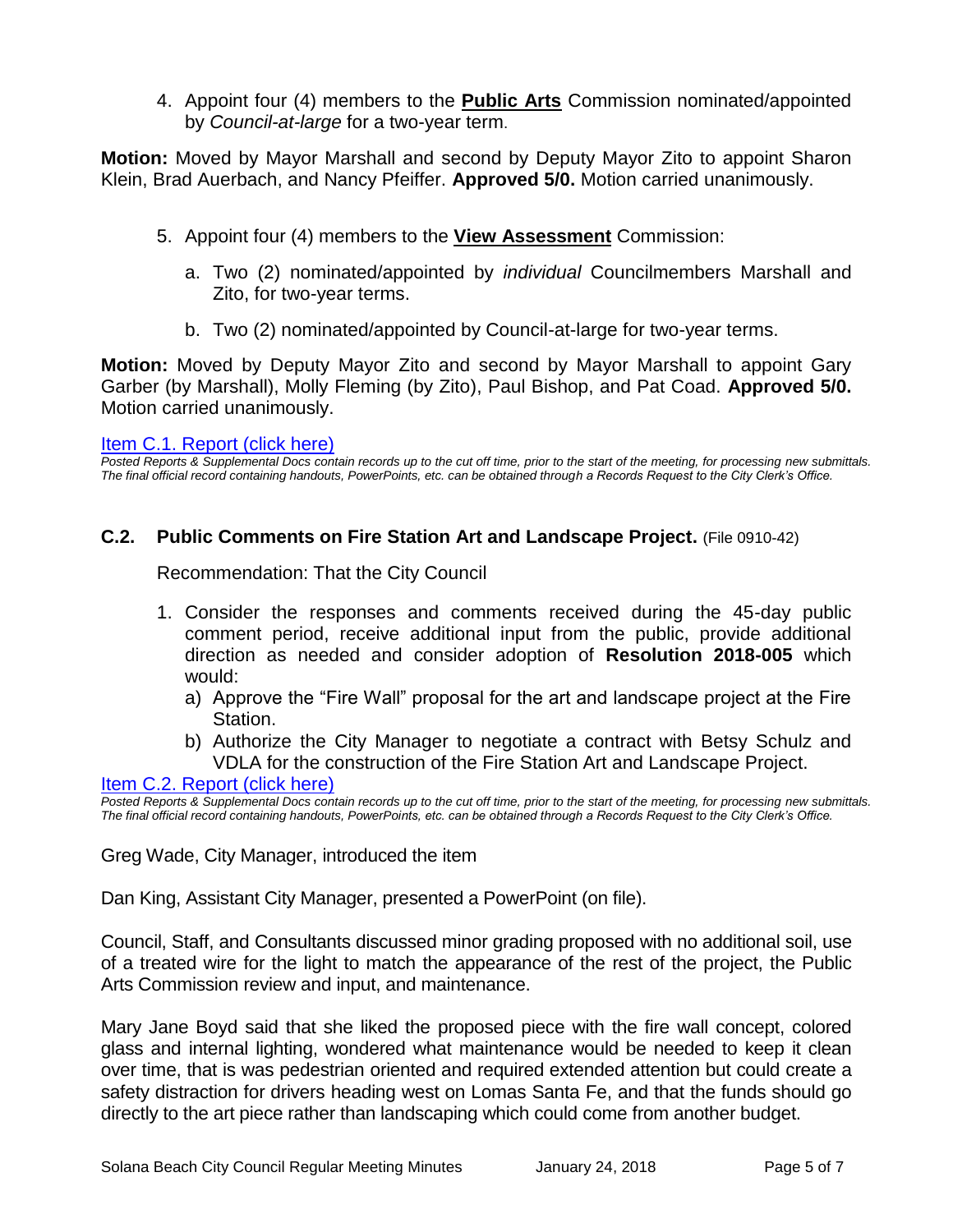4. Appoint four (4) members to the **Public Arts** Commission nominated/appointed by *Council-at-large* for a two-year term.

**Motion:** Moved by Mayor Marshall and second by Deputy Mayor Zito to appoint Sharon Klein, Brad Auerbach, and Nancy Pfeiffer. **Approved 5/0.** Motion carried unanimously.

5. Appoint four (4) members to the **View Assessment** Commission:

   a. Two (2) nominated/appointed by *individual* Councilmembers Marshall and Zito, for two-year terms.

   b. Two (2) nominated/appointed by Council-at-large for two-year terms.

**Motion:** Moved by Deputy Mayor Zito and second by Mayor Marshall to appoint Gary Garber (by Marshall), Molly Fleming (by Zito), Paul Bishop, and Pat Coad. **Approved 5/0.** Motion carried unanimously.

Item C.1. Report (click here)

*Posted Reports & Supplemental Docs contain records up to the cut off time, prior to the start of the meeting, for processing new submittals. The final official record containing handouts, PowerPoints, etc. can be obtained through a Records Request to the City Clerk's Office.*

### C.2. Public Comments on Fire Station Art and Landscape Project. (File 0910-42)

Recommendation: That the City Council

1. Consider the responses and comments received during the 45-day public comment period, receive additional input from the public, provide additional direction as needed and consider adoption of **Resolution 2018-005** which would:
   a) Approve the "Fire Wall" proposal for the art and landscape project at the Fire Station.
   b) Authorize the City Manager to negotiate a contract with Betsy Schulz and VDLA for the construction of the Fire Station Art and Landscape Project.

Item C.2. Report (click here)

*Posted Reports & Supplemental Docs contain records up to the cut off time, prior to the start of the meeting, for processing new submittals. The final official record containing handouts, PowerPoints, etc. can be obtained through a Records Request to the City Clerk's Office.*

Greg Wade, City Manager, introduced the item

Dan King, Assistant City Manager, presented a PowerPoint (on file).

Council, Staff, and Consultants discussed minor grading proposed with no additional soil, use of a treated wire for the light to match the appearance of the rest of the project, the Public Arts Commission review and input, and maintenance.

Mary Jane Boyd said that she liked the proposed piece with the fire wall concept, colored glass and internal lighting, wondered what maintenance would be needed to keep it clean over time, that is was pedestrian oriented and required extended attention but could create a safety distraction for drivers heading west on Lomas Santa Fe, and that the funds should go directly to the art piece rather than landscaping which could come from another budget.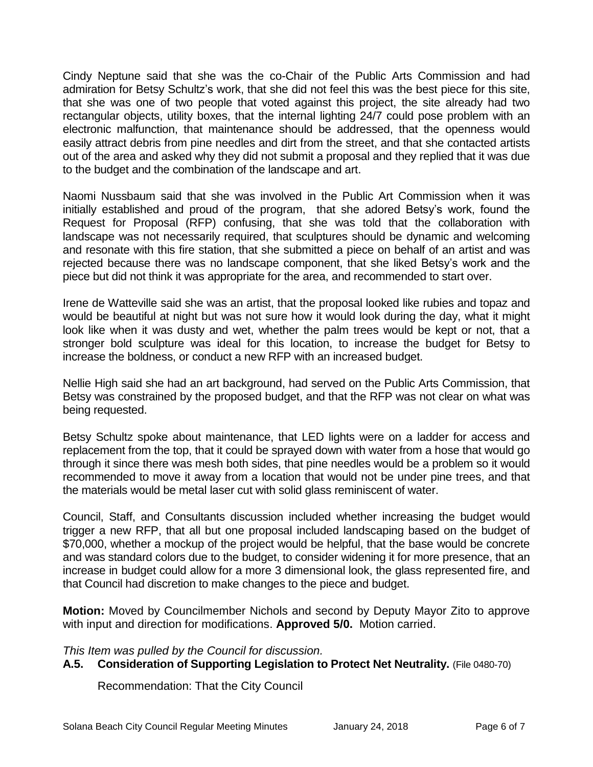Cindy Neptune said that she was the co-Chair of the Public Arts Commission and had admiration for Betsy Schultz's work, that she did not feel this was the best piece for this site, that she was one of two people that voted against this project, the site already had two rectangular objects, utility boxes, that the internal lighting 24/7 could pose problem with an electronic malfunction, that maintenance should be addressed, that the openness would easily attract debris from pine needles and dirt from the street, and that she contacted artists out of the area and asked why they did not submit a proposal and they replied that it was due to the budget and the combination of the landscape and art.

Naomi Nussbaum said that she was involved in the Public Art Commission when it was initially established and proud of the program, that she adored Betsy's work, found the Request for Proposal (RFP) confusing, that she was told that the collaboration with landscape was not necessarily required, that sculptures should be dynamic and welcoming and resonate with this fire station, that she submitted a piece on behalf of an artist and was rejected because there was no landscape component, that she liked Betsy's work and the piece but did not think it was appropriate for the area, and recommended to start over.

Irene de Watteville said she was an artist, that the proposal looked like rubies and topaz and would be beautiful at night but was not sure how it would look during the day, what it might look like when it was dusty and wet, whether the palm trees would be kept or not, that a stronger bold sculpture was ideal for this location, to increase the budget for Betsy to increase the boldness, or conduct a new RFP with an increased budget.

Nellie High said she had an art background, had served on the Public Arts Commission, that Betsy was constrained by the proposed budget, and that the RFP was not clear on what was being requested.

Betsy Schultz spoke about maintenance, that LED lights were on a ladder for access and replacement from the top, that it could be sprayed down with water from a hose that would go through it since there was mesh both sides, that pine needles would be a problem so it would recommended to move it away from a location that would not be under pine trees, and that the materials would be metal laser cut with solid glass reminiscent of water.

Council, Staff, and Consultants discussion included whether increasing the budget would trigger a new RFP, that all but one proposal included landscaping based on the budget of $70,000, whether a mockup of the project would be helpful, that the base would be concrete and was standard colors due to the budget, to consider widening it for more presence, that an increase in budget could allow for a more 3 dimensional look, the glass represented fire, and that Council had discretion to make changes to the piece and budget.

**Motion:** Moved by Councilmember Nichols and second by Deputy Mayor Zito to approve with input and direction for modifications. **Approved 5/0.** Motion carried.

*This Item was pulled by the Council for discussion.*

**A.5. Consideration of Supporting Legislation to Protect Net Neutrality.** (File 0480-70)

Recommendation: That the City Council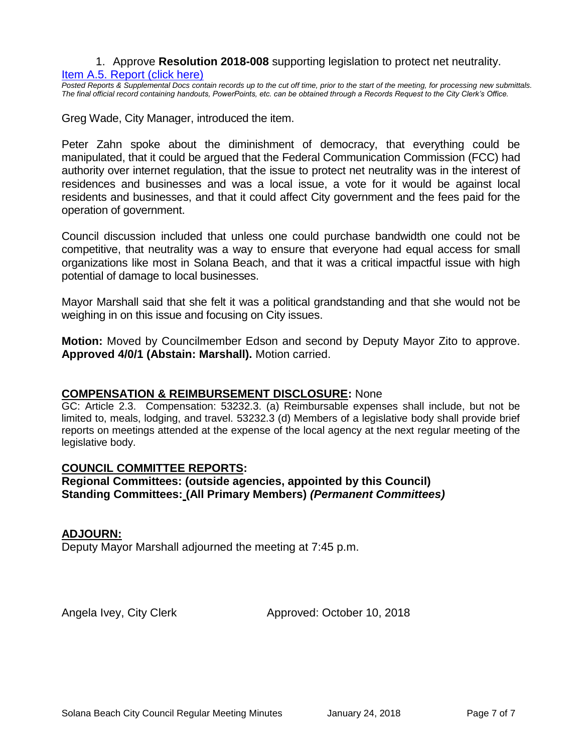1. Approve **Resolution 2018-008** supporting legislation to protect net neutrality.

[Item A.5. Report (click here)]

*Posted Reports & Supplemental Docs contain records up to the cut off time, prior to the start of the meeting, for processing new submittals. The final official record containing handouts, PowerPoints, etc. can be obtained through a Records Request to the City Clerk's Office.*

Greg Wade, City Manager, introduced the item.

Peter Zahn spoke about the diminishment of democracy, that everything could be manipulated, that it could be argued that the Federal Communication Commission (FCC) had authority over internet regulation, that the issue to protect net neutrality was in the interest of residences and businesses and was a local issue, a vote for it would be against local residents and businesses, and that it could affect City government and the fees paid for the operation of government.

Council discussion included that unless one could purchase bandwidth one could not be competitive, that neutrality was a way to ensure that everyone had equal access for small organizations like most in Solana Beach, and that it was a critical impactful issue with high potential of damage to local businesses.

Mayor Marshall said that she felt it was a political grandstanding and that she would not be weighing in on this issue and focusing on City issues.

**Motion:** Moved by Councilmember Edson and second by Deputy Mayor Zito to approve. **Approved 4/0/1 (Abstain: Marshall).** Motion carried.

## COMPENSATION & REIMBURSEMENT DISCLOSURE: None

GC: Article 2.3. Compensation: 53232.3. (a) Reimbursable expenses shall include, but not be limited to, meals, lodging, and travel. 53232.3 (d) Members of a legislative body shall provide brief reports on meetings attended at the expense of the local agency at the next regular meeting of the legislative body.

## COUNCIL COMMITTEE REPORTS:

**Regional Committees: (outside agencies, appointed by this Council)**

**Standing Committees: (All Primary Members)** ***(Permanent Committees)***

## ADJOURN:

Deputy Mayor Marshall adjourned the meeting at 7:45 p.m.

Angela Ivey, City Clerk Approved: October 10, 2018